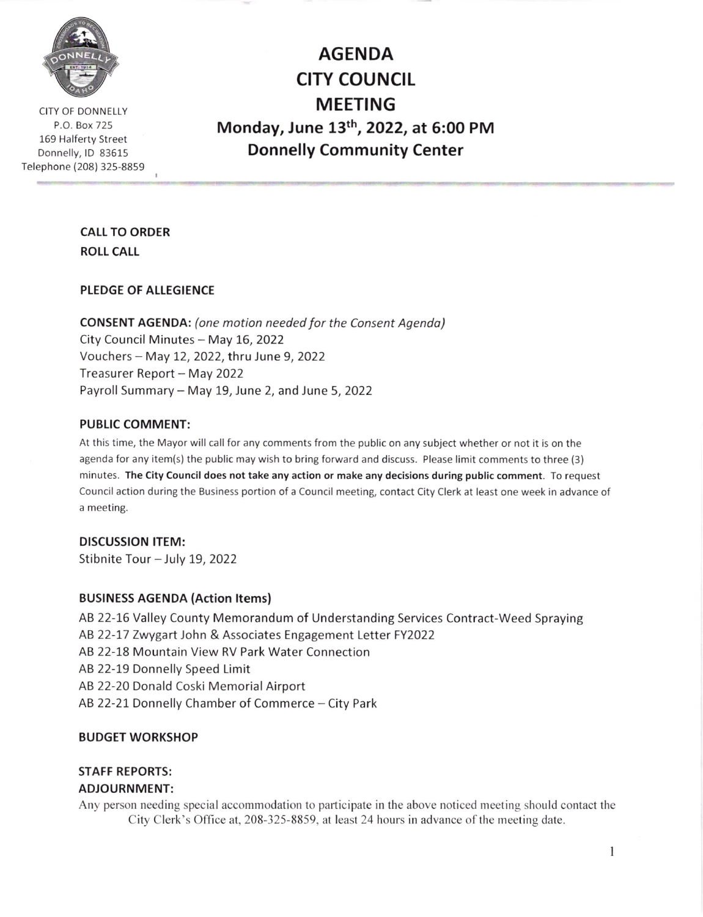CITY OF DONNELLY
P.O. Box 725
169 Halferty Street
Donnelly, ID 83615
Telephone (208) 325-8859

# AGENDA
# CITY COUNCIL MEETING
## Monday, June 13th, 2022, at 6:00 PM
## Donnelly Community Center

**CALL TO ORDER**

**ROLL CALL**

**PLEDGE OF ALLEGIENCE**

**CONSENT AGENDA:** *(one motion needed for the Consent Agenda)*

City Council Minutes – May 16, 2022
Vouchers – May 12, 2022, thru June 9, 2022
Treasurer Report – May 2022
Payroll Summary – May 19, June 2, and June 5, 2022

**PUBLIC COMMENT:**

At this time, the Mayor will call for any comments from the public on any subject whether or not it is on the agenda for any item(s) the public may wish to bring forward and discuss. Please limit comments to three (3) minutes. **The City Council does not take any action or make any decisions during public comment**. To request Council action during the Business portion of a Council meeting, contact City Clerk at least one week in advance of a meeting.

**DISCUSSION ITEM:**

Stibnite Tour – July 19, 2022

**BUSINESS AGENDA (Action Items)**

AB 22-16 Valley County Memorandum of Understanding Services Contract-Weed Spraying
AB 22-17 Zwygart John & Associates Engagement Letter FY2022
AB 22-18 Mountain View RV Park Water Connection
AB 22-19 Donnelly Speed Limit
AB 22-20 Donald Coski Memorial Airport
AB 22-21 Donnelly Chamber of Commerce – City Park

**BUDGET WORKSHOP**

**STAFF REPORTS:**

**ADJOURNMENT:**

Any person needing special accommodation to participate in the above noticed meeting should contact the City Clerk's Office at, 208-325-8859, at least 24 hours in advance of the meeting date.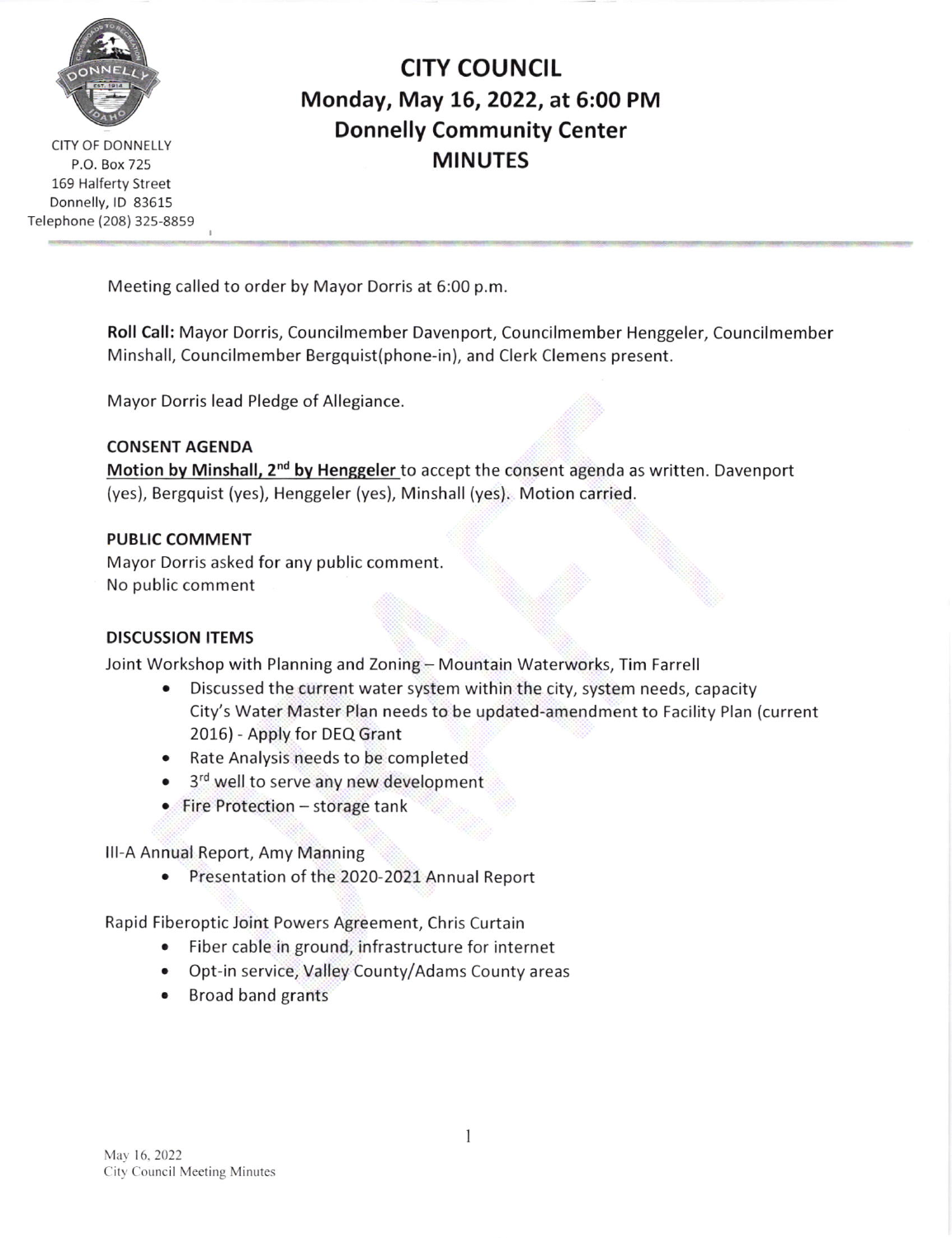CITY OF DONNELLY
P.O. Box 725
169 Halferty Street
Donnelly, ID 83615
Telephone (208) 325-8859

# CITY COUNCIL
## Monday, May 16, 2022, at 6:00 PM
## Donnelly Community Center
## MINUTES

Meeting called to order by Mayor Dorris at 6:00 p.m.

**Roll Call:** Mayor Dorris, Councilmember Davenport, Councilmember Henggeler, Councilmember Minshall, Councilmember Bergquist(phone-in), and Clerk Clemens present.

Mayor Dorris lead Pledge of Allegiance.

**CONSENT AGENDA**

**Motion by Minshall, 2nd by Henggeler** to accept the consent agenda as written. Davenport (yes), Bergquist (yes), Henggeler (yes), Minshall (yes). Motion carried.

**PUBLIC COMMENT**

Mayor Dorris asked for any public comment.
No public comment

**DISCUSSION ITEMS**

Joint Workshop with Planning and Zoning – Mountain Waterworks, Tim Farrell

- Discussed the current water system within the city, system needs, capacity
  City's Water Master Plan needs to be updated-amendment to Facility Plan (current 2016) - Apply for DEQ Grant
- Rate Analysis needs to be completed
- 3rd well to serve any new development
- Fire Protection – storage tank

III-A Annual Report, Amy Manning

- Presentation of the 2020-2021 Annual Report

Rapid Fiberoptic Joint Powers Agreement, Chris Curtain

- Fiber cable in ground, infrastructure for internet
- Opt-in service, Valley County/Adams County areas
- Broad band grants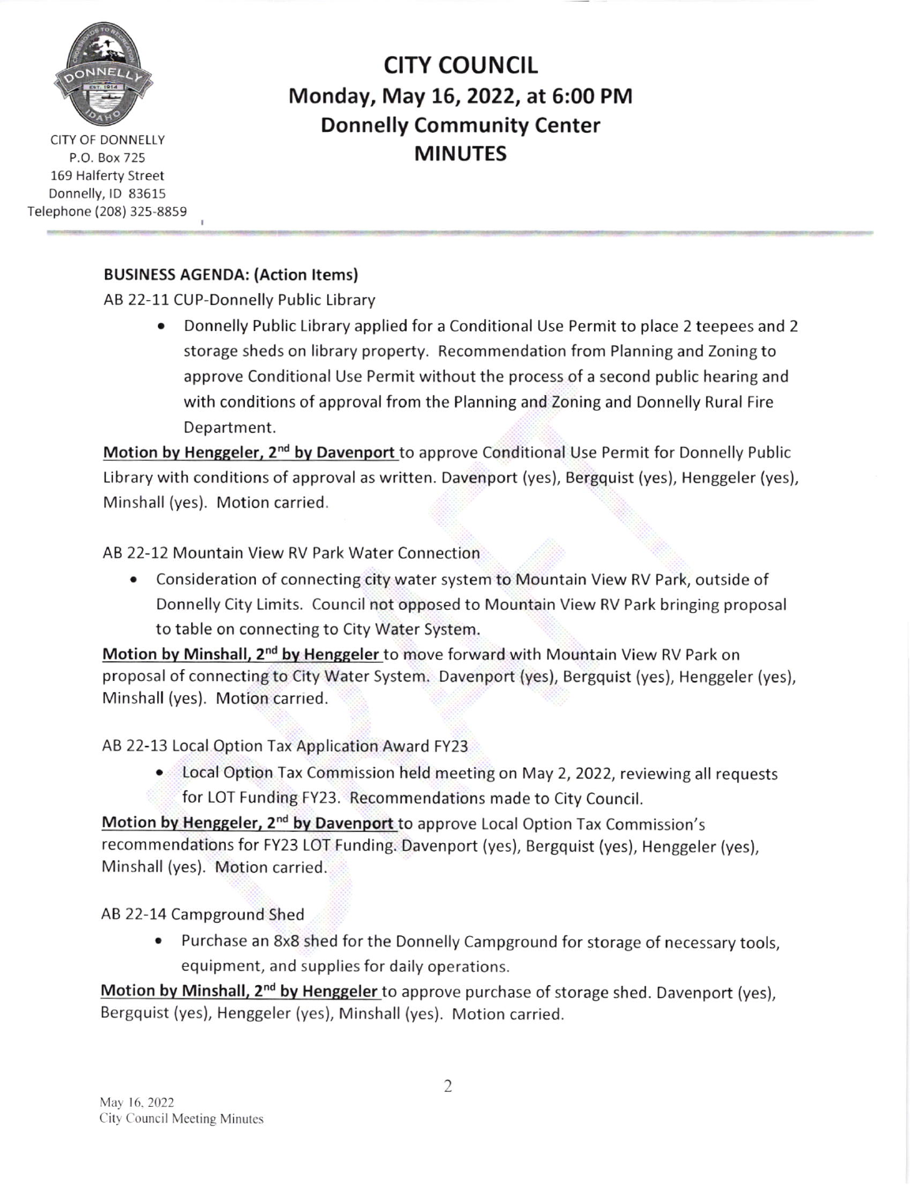CITY OF DONNELLY
P.O. Box 725
169 Halferty Street
Donnelly, ID 83615
Telephone (208) 325-8859

# CITY COUNCIL
## Monday, May 16, 2022, at 6:00 PM
## Donnelly Community Center
## MINUTES

**BUSINESS AGENDA: (Action Items)**

AB 22-11 CUP-Donnelly Public Library

- Donnelly Public Library applied for a Conditional Use Permit to place 2 teepees and 2 storage sheds on library property. Recommendation from Planning and Zoning to approve Conditional Use Permit without the process of a second public hearing and with conditions of approval from the Planning and Zoning and Donnelly Rural Fire Department.

**Motion by Henggeler, 2nd by Davenport** to approve Conditional Use Permit for Donnelly Public Library with conditions of approval as written. Davenport (yes), Bergquist (yes), Henggeler (yes), Minshall (yes). Motion carried.

AB 22-12 Mountain View RV Park Water Connection

- Consideration of connecting city water system to Mountain View RV Park, outside of Donnelly City Limits. Council not opposed to Mountain View RV Park bringing proposal to table on connecting to City Water System.

**Motion by Minshall, 2nd by Henggeler** to move forward with Mountain View RV Park on proposal of connecting to City Water System. Davenport (yes), Bergquist (yes), Henggeler (yes), Minshall (yes). Motion carried.

AB 22-13 Local Option Tax Application Award FY23

- Local Option Tax Commission held meeting on May 2, 2022, reviewing all requests for LOT Funding FY23. Recommendations made to City Council.

**Motion by Henggeler, 2nd by Davenport** to approve Local Option Tax Commission's recommendations for FY23 LOT Funding. Davenport (yes), Bergquist (yes), Henggeler (yes), Minshall (yes). Motion carried.

AB 22-14 Campground Shed

- Purchase an 8x8 shed for the Donnelly Campground for storage of necessary tools, equipment, and supplies for daily operations.

**Motion by Minshall, 2nd by Henggeler** to approve purchase of storage shed. Davenport (yes), Bergquist (yes), Henggeler (yes), Minshall (yes). Motion carried.